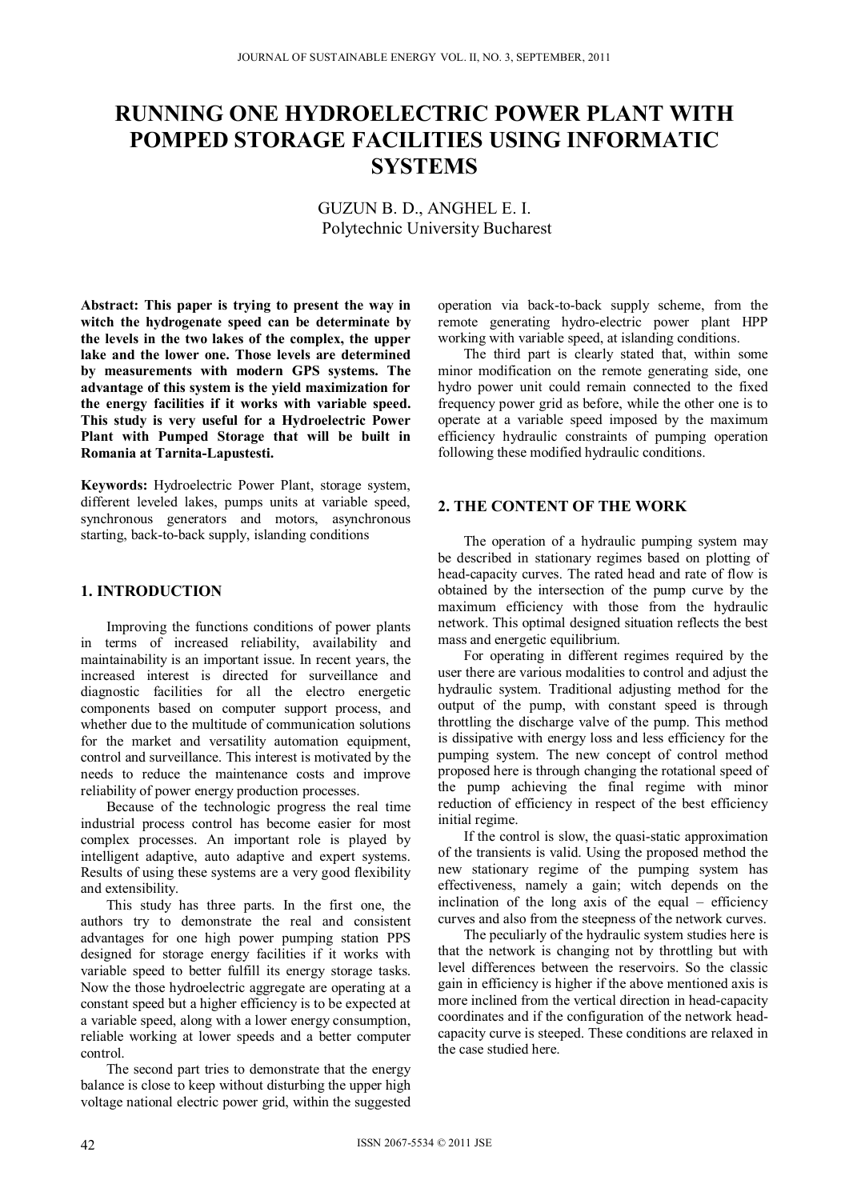# RUNNING ONE HYDROELECTRIC POWER PLANT WITH POMPED STORAGE FACILITIES USING INFORMATIC SYSTEMS

GUZUN B. D., ANGHEL E. I.
Polytechnic University Bucharest

**Abstract: This paper is trying to present the way in witch the hydrogenate speed can be determinate by the levels in the two lakes of the complex, the upper lake and the lower one. Those levels are determined by measurements with modern GPS systems. The advantage of this system is the yield maximization for the energy facilities if it works with variable speed. This study is very useful for a Hydroelectric Power Plant with Pumped Storage that will be built in Romania at Tarnita-Lapustesti.**

**Keywords:** Hydroelectric Power Plant, storage system, different leveled lakes, pumps units at variable speed, synchronous generators and motors, asynchronous starting, back-to-back supply, islanding conditions

## 1. INTRODUCTION

Improving the functions conditions of power plants in terms of increased reliability, availability and maintainability is an important issue. In recent years, the increased interest is directed for surveillance and diagnostic facilities for all the electro energetic components based on computer support process, and whether due to the multitude of communication solutions for the market and versatility automation equipment, control and surveillance. This interest is motivated by the needs to reduce the maintenance costs and improve reliability of power energy production processes.

Because of the technologic progress the real time industrial process control has become easier for most complex processes. An important role is played by intelligent adaptive, auto adaptive and expert systems. Results of using these systems are a very good flexibility and extensibility.

This study has three parts. In the first one, the authors try to demonstrate the real and consistent advantages for one high power pumping station PPS designed for storage energy facilities if it works with variable speed to better fulfill its energy storage tasks. Now the those hydroelectric aggregate are operating at a constant speed but a higher efficiency is to be expected at a variable speed, along with a lower energy consumption, reliable working at lower speeds and a better computer control.

The second part tries to demonstrate that the energy balance is close to keep without disturbing the upper high voltage national electric power grid, within the suggested operation via back-to-back supply scheme, from the remote generating hydro-electric power plant HPP working with variable speed, at islanding conditions.

The third part is clearly stated that, within some minor modification on the remote generating side, one hydro power unit could remain connected to the fixed frequency power grid as before, while the other one is to operate at a variable speed imposed by the maximum efficiency hydraulic constraints of pumping operation following these modified hydraulic conditions.

## 2. THE CONTENT OF THE WORK

The operation of a hydraulic pumping system may be described in stationary regimes based on plotting of head-capacity curves. The rated head and rate of flow is obtained by the intersection of the pump curve by the maximum efficiency with those from the hydraulic network. This optimal designed situation reflects the best mass and energetic equilibrium.

For operating in different regimes required by the user there are various modalities to control and adjust the hydraulic system. Traditional adjusting method for the output of the pump, with constant speed is through throttling the discharge valve of the pump. This method is dissipative with energy loss and less efficiency for the pumping system. The new concept of control method proposed here is through changing the rotational speed of the pump achieving the final regime with minor reduction of efficiency in respect of the best efficiency initial regime.

If the control is slow, the quasi-static approximation of the transients is valid. Using the proposed method the new stationary regime of the pumping system has effectiveness, namely a gain; witch depends on the inclination of the long axis of the equal – efficiency curves and also from the steepness of the network curves.

The peculiarly of the hydraulic system studies here is that the network is changing not by throttling but with level differences between the reservoirs. So the classic gain in efficiency is higher if the above mentioned axis is more inclined from the vertical direction in head-capacity coordinates and if the configuration of the network head-capacity curve is steeped. These conditions are relaxed in the case studied here.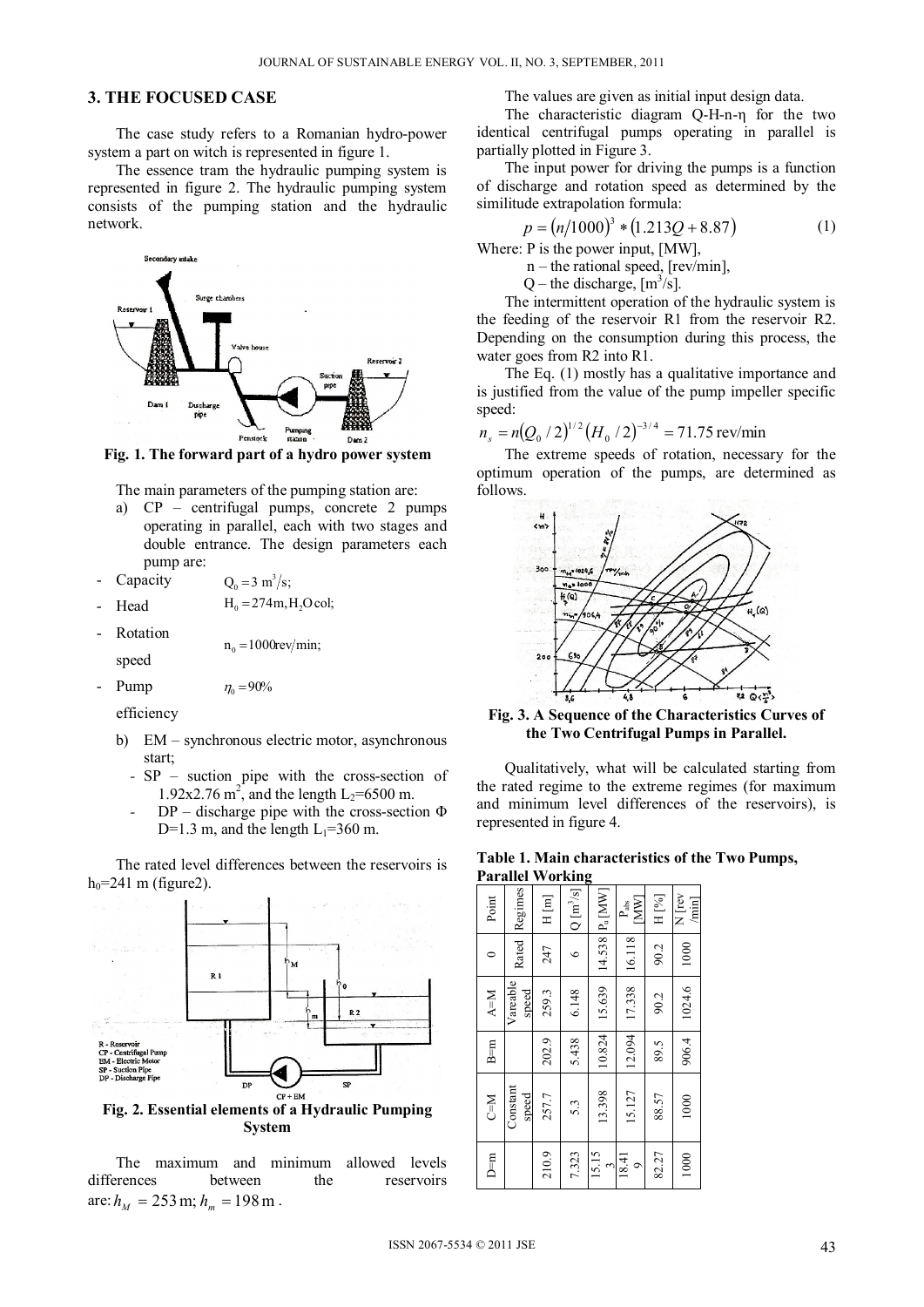## 3. THE FOCUSED CASE

The case study refers to a Romanian hydro-power system a part on witch is represented in figure 1.

The essence tram the hydraulic pumping system is represented in figure 2. The hydraulic pumping system consists of the pumping station and the hydraulic network.

**Fig. 1. The forward part of a hydro power system**

The main parameters of the pumping station are:

a) CP – centrifugal pumps, concrete 2 pumps operating in parallel, each with two stages and double entrance. The design parameters each pump are:

- Capacity $Q_0 = 3\ m^3/s$;
- Head $H_0 = 274 m, H_2O\ col$;
- Rotation speed $n_0 = 1000 rev/min$;
- Pump efficiency $\eta_0 = 90\%$

b) EM – synchronous electric motor, asynchronous start;

- SP – suction pipe with the cross-section of $1.92x2.76\ m^2$, and the length $L_2$=6500 m.
- DP – discharge pipe with the cross-section Φ D=1.3 m, and the length $L_1$=360 m.

The rated level differences between the reservoirs is $h_0$=241 m (figure2).

**Fig. 2. Essential elements of a Hydraulic Pumping System**

The maximum and minimum allowed levels differences between the reservoirs are: $h_M = 253\,m;\ h_m = 198\,m$.

The values are given as initial input design data.

The characteristic diagram Q-H-n-η for the two identical centrifugal pumps operating in parallel is partially plotted in Figure 3.

The input power for driving the pumps is a function of discharge and rotation speed as determined by the similitude extrapolation formula:

$$p = (n/1000)^3 * (1.213Q + 8.87) \tag{1}$$

Where: P is the power input, [MW],

n – the rational speed, [rev/min],

Q – the discharge, [$m^3/s$].

The intermittent operation of the hydraulic system is the feeding of the reservoir R1 from the reservoir R2. Depending on the consumption during this process, the water goes from R2 into R1.

The Eq. (1) mostly has a qualitative importance and is justified from the value of the pump impeller specific speed:

$$n_s = n(Q_0/2)^{1/2}(H_0/2)^{-3/4} = 71.75\,\text{rev/min}$$

The extreme speeds of rotation, necessary for the optimum operation of the pumps, are determined as follows.

**Fig. 3. A Sequence of the Characteristics Curves of the Two Centrifugal Pumps in Parallel.**

Qualitatively, what will be calculated starting from the rated regime to the extreme regimes (for maximum and minimum level differences of the reservoirs), is represented in figure 4.

**Table 1. Main characteristics of the Two Pumps, Parallel Working**

| Point | Regimes | H [m] | Q [$m^3/s$] | $P_u$ [MW] | $P_{abs}$ [MW] | H [%] | N [rev/min] |
|---|---|---|---|---|---|---|---|
| 0 | Rated | 247 | 6 | 14.538 | 16.118 | 90.2 | 1000 |
| A=M | Vareable speed | 259.3 | 6.148 | 15.639 | 17.338 | 90.2 | 1024.6 |
| B=m | | 202.9 | 5.438 | 10.824 | 12.094 | 89.5 | 906.4 |
| C=M | Constant speed | 257.7 | 5.3 | 13.398 | 15.127 | 88.57 | 1000 |
| D=m | | 210.9 | 7.323 | 15.153 | 18.419 | 82.27 | 1000 |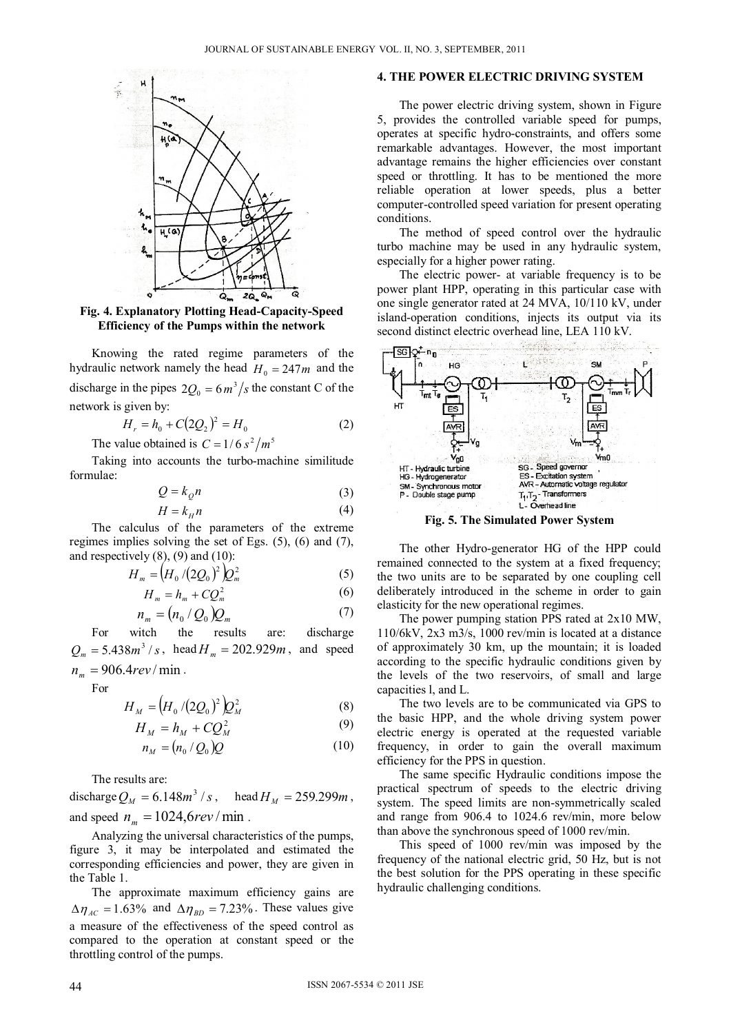**Fig. 4. Explanatory Plotting Head-Capacity-Speed Efficiency of the Pumps within the network**

Knowing the rated regime parameters of the hydraulic network namely the head $H_0 = 247m$ and the discharge in the pipes $2Q_0 = 6m^3/s$ the constant C of the network is given by:

$$H_r = h_0 + C(2Q_2)^2 = H_0 \tag{2}$$

The value obtained is $C = 1/6\, s^2/m^5$

Taking into accounts the turbo-machine similitude formulae:

$$Q = k_Q n \tag{3}$$

$$H = k_H n \tag{4}$$

The calculus of the parameters of the extreme regimes implies solving the set of Egs. (5), (6) and (7), and respectively (8), (9) and (10):

$$H_m = \left(H_0 / (2Q_0)^2\right) Q_m^2 \tag{5}$$

$$H_m = h_m + CQ_m^2 \tag{6}$$

$$n_m = (n_0 / Q_0) Q_m \tag{7}$$

For witch the results are: discharge $Q_m = 5.438 m^3/s$, head $H_m = 202.929m$, and speed $n_m = 906.4 rev/\min$.

For

$$H_M = \left(H_0 / (2Q_0)^2\right) Q_M^2 \tag{8}$$

$$H_M = h_M + CQ_M^2 \tag{9}$$

$$n_M = (n_0 / Q_0) Q \tag{10}$$

The results are:

discharge $Q_M = 6.148 m^3/s$, head $H_M = 259.299m$, and speed $n_m = 1024{,}6 rev/\min$.

Analyzing the universal characteristics of the pumps, figure 3, it may be interpolated and estimated the corresponding efficiencies and power, they are given in the Table 1.

The approximate maximum efficiency gains are $\Delta\eta_{AC} = 1.63\%$ and $\Delta\eta_{BD} = 7.23\%$. These values give a measure of the effectiveness of the speed control as compared to the operation at constant speed or the throttling control of the pumps.

## 4. THE POWER ELECTRIC DRIVING SYSTEM

The power electric driving system, shown in Figure 5, provides the controlled variable speed for pumps, operates at specific hydro-constraints, and offers some remarkable advantages. However, the most important advantage remains the higher efficiencies over constant speed or throttling. It has to be mentioned the more reliable operation at lower speeds, plus a better computer-controlled speed variation for present operating conditions.

The method of speed control over the hydraulic turbo machine may be used in any hydraulic system, especially for a higher power rating.

The electric power- at variable frequency is to be power plant HPP, operating in this particular case with one single generator rated at 24 MVA, 10/110 kV, under island-operation conditions, injects its output via its second distinct electric overhead line, LEA 110 kV.

**Fig. 5. The Simulated Power System**

The other Hydro-generator HG of the HPP could remained connected to the system at a fixed frequency; the two units are to be separated by one coupling cell deliberately introduced in the scheme in order to gain elasticity for the new operational regimes.

The power pumping station PPS rated at 2x10 MW, 110/6kV, 2x3 m3/s, 1000 rev/min is located at a distance of approximately 30 km, up the mountain; it is loaded according to the specific hydraulic conditions given by the levels of the two reservoirs, of small and large capacities l, and L.

The two levels are to be communicated via GPS to the basic HPP, and the whole driving system power electric energy is operated at the requested variable frequency, in order to gain the overall maximum efficiency for the PPS in question.

The same specific Hydraulic conditions impose the practical spectrum of speeds to the electric driving system. The speed limits are non-symmetrically scaled and range from 906.4 to 1024.6 rev/min, more below than above the synchronous speed of 1000 rev/min.

This speed of 1000 rev/min was imposed by the frequency of the national electric grid, 50 Hz, but is not the best solution for the PPS operating in these specific hydraulic challenging conditions.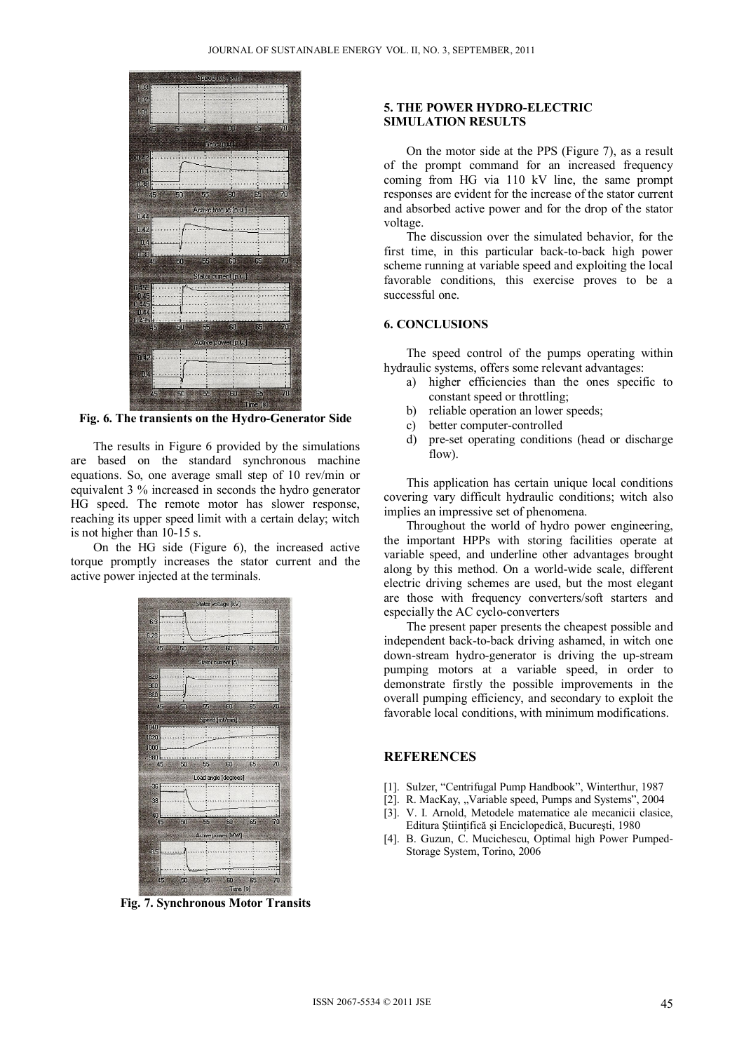**Fig. 6. The transients on the Hydro-Generator Side**

The results in Figure 6 provided by the simulations are based on the standard synchronous machine equations. So, one average small step of 10 rev/min or equivalent 3 % increased in seconds the hydro generator HG speed. The remote motor has slower response, reaching its upper speed limit with a certain delay; witch is not higher than 10-15 s.

On the HG side (Figure 6), the increased active torque promptly increases the stator current and the active power injected at the terminals.

**Fig. 7. Synchronous Motor Transits**

## 5. THE POWER HYDRO-ELECTRIC SIMULATION RESULTS

On the motor side at the PPS (Figure 7), as a result of the prompt command for an increased frequency coming from HG via 110 kV line, the same prompt responses are evident for the increase of the stator current and absorbed active power and for the drop of the stator voltage.

The discussion over the simulated behavior, for the first time, in this particular back-to-back high power scheme running at variable speed and exploiting the local favorable conditions, this exercise proves to be a successful one.

## 6. CONCLUSIONS

The speed control of the pumps operating within hydraulic systems, offers some relevant advantages:

a) higher efficiencies than the ones specific to constant speed or throttling;
b) reliable operation an lower speeds;
c) better computer-controlled
d) pre-set operating conditions (head or discharge flow).

This application has certain unique local conditions covering vary difficult hydraulic conditions; witch also implies an impressive set of phenomena.

Throughout the world of hydro power engineering, the important HPPs with storing facilities operate at variable speed, and underline other advantages brought along by this method. On a world-wide scale, different electric driving schemes are used, but the most elegant are those with frequency converters/soft starters and especially the AC cyclo-converters

The present paper presents the cheapest possible and independent back-to-back driving ashamed, in witch one down-stream hydro-generator is driving the up-stream pumping motors at a variable speed, in order to demonstrate firstly the possible improvements in the overall pumping efficiency, and secondary to exploit the favorable local conditions, with minimum modifications.

## REFERENCES

[1]. Sulzer, "Centrifugal Pump Handbook", Winterthur, 1987

[2]. R. MacKay, „Variable speed, Pumps and Systems", 2004

[3]. V. I. Arnold, Metodele matematice ale mecanicii clasice, Editura Ştiinţifică şi Enciclopedică, Bucureşti, 1980

[4]. B. Guzun, C. Mucichescu, Optimal high Power Pumped-Storage System, Torino, 2006